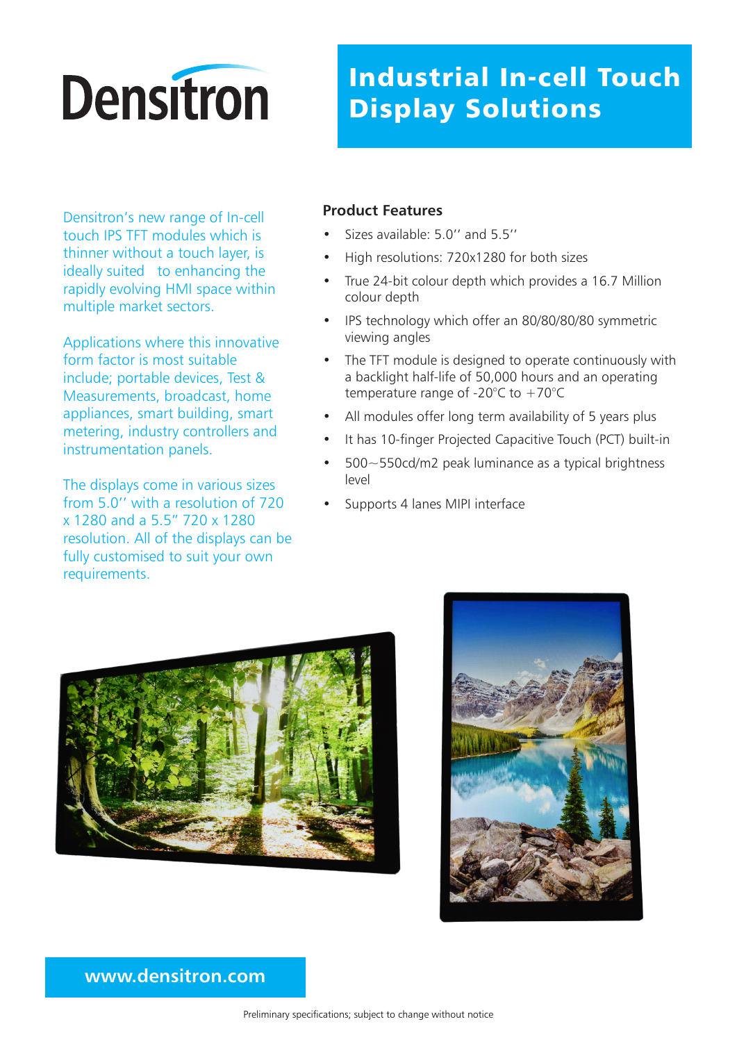# Densitron

# Industrial In-cell Touch Display Solutions

Densitron's new range of In-cell touch IPS TFT modules which is thinner without a touch layer, is ideally suited to enhancing the rapidly evolving HMI space within multiple market sectors.

Applications where this innovative form factor is most suitable include; portable devices, Test & Measurements, broadcast, home appliances, smart building, smart metering, industry controllers and instrumentation panels.

The displays come in various sizes from 5.0'' with a resolution of 720 x 1280 and a 5.5" 720 x 1280 resolution. All of the displays can be fully customised to suit your own requirements.

## Product Features

- Sizes available: 5.0'' and 5.5''
- High resolutions: 720x1280 for both sizes
- True 24-bit colour depth which provides a 16.7 Million colour depth
- IPS technology which offer an 80/80/80/80 symmetric viewing angles
- The TFT module is designed to operate continuously with a backlight half-life of 50,000 hours and an operating temperature range of -20°C to +70°C
- All modules offer long term availability of 5 years plus
- It has 10-finger Projected Capacitive Touch (PCT) built-in
- 500~550cd/m2 peak luminance as a typical brightness level
- Supports 4 lanes MIPI interface

www.densitron.com

Preliminary specifications; subject to change without notice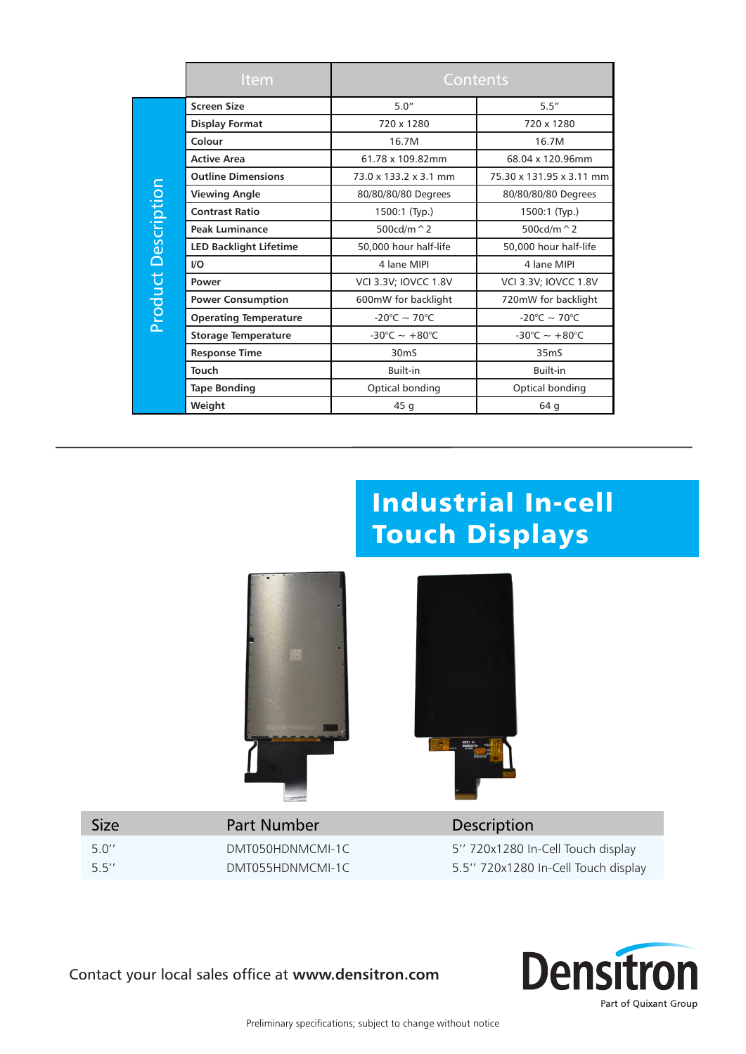| Product Description | Item | Contents | |
|---|---|---|---|
| | Screen Size | 5.0″ | 5.5″ |
| | Display Format | 720 x 1280 | 720 x 1280 |
| | Colour | 16.7M | 16.7M |
| | Active Area | 61.78 x 109.82mm | 68.04 x 120.96mm |
| | Outline Dimensions | 73.0 x 133.2 x 3.1 mm | 75.30 x 131.95 x 3.11 mm |
| | Viewing Angle | 80/80/80/80 Degrees | 80/80/80/80 Degrees |
| | Contrast Ratio | 1500:1 (Typ.) | 1500:1 (Typ.) |
| | Peak Luminance | 500cd/m^2 | 500cd/m^2 |
| | LED Backlight Lifetime | 50,000 hour half-life | 50,000 hour half-life |
| | I/O | 4 lane MIPI | 4 lane MIPI |
| | Power | VCI 3.3V; IOVCC 1.8V | VCI 3.3V; IOVCC 1.8V |
| | Power Consumption | 600mW for backlight | 720mW for backlight |
| | Operating Temperature | -20℃ ~ 70℃ | -20℃ ~ 70℃ |
| | Storage Temperature | -30℃ ~ +80℃ | -30℃ ~ +80℃ |
| | Response Time | 30mS | 35mS |
| | Touch | Built-in | Built-in |
| | Tape Bonding | Optical bonding | Optical bonding |
| | Weight | 45 g | 64 g |

# Industrial In-cell Touch Displays

| Size | Part Number | Description |
|---|---|---|
| 5.0″ | DMT050HDNMCMI-1C | 5″ 720x1280 In-Cell Touch display |
| 5.5″ | DMT055HDNMCMI-1C | 5.5″ 720x1280 In-Cell Touch display |

Contact your local sales office at **www.densitron.com**

Densitron
Part of Quixant Group

Preliminary specifications; subject to change without notice